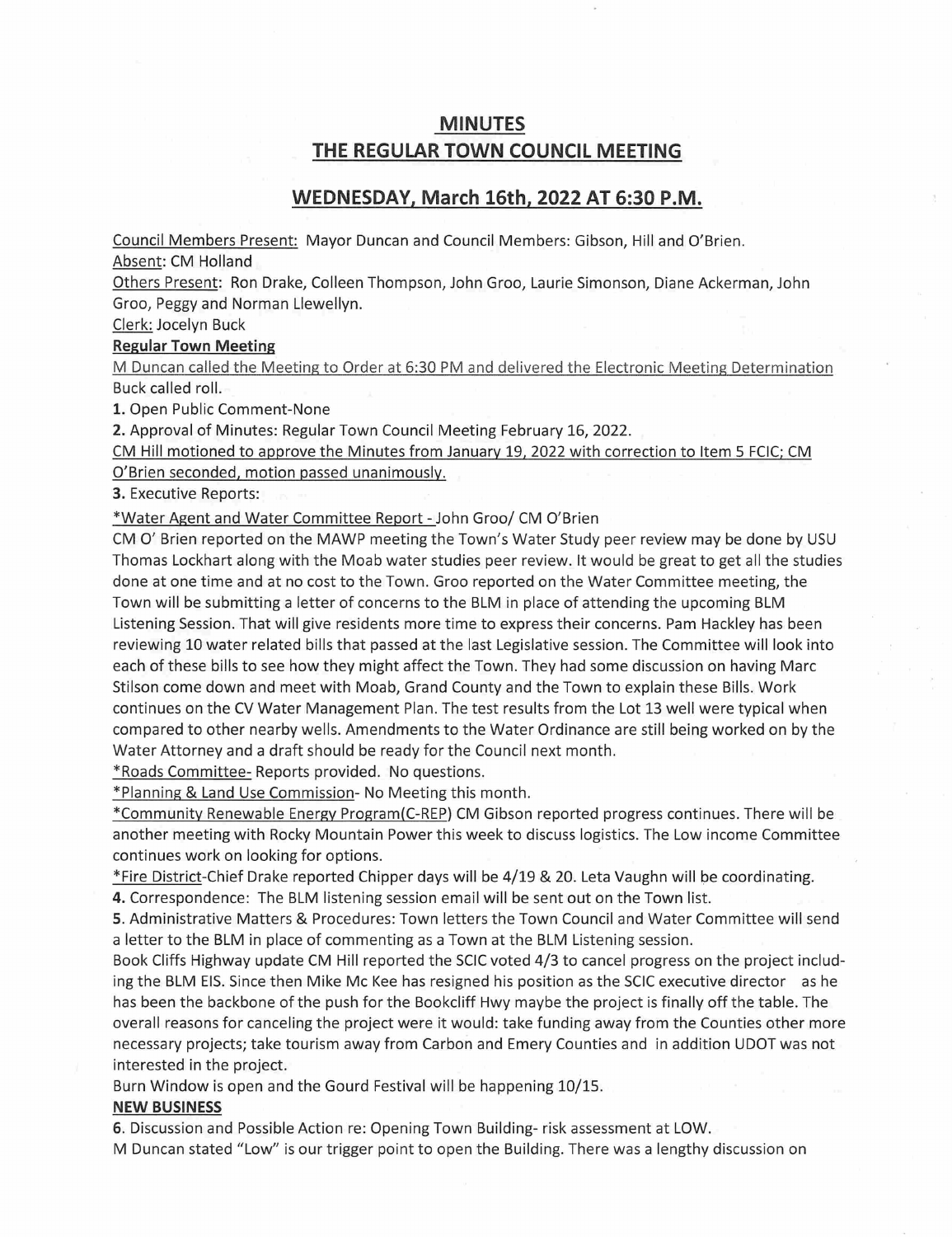# MINUTES
# THE REGULAR TOWN COUNCIL MEETING

## WEDNESDAY, March 16th, 2022 AT 6:30 P.M.

Council Members Present: Mayor Duncan and Council Members: Gibson, Hill and O'Brien.
Absent: CM Holland
Others Present: Ron Drake, Colleen Thompson, John Groo, Laurie Simonson, Diane Ackerman, John Groo, Peggy and Norman Llewellyn.
Clerk: Jocelyn Buck

**Regular Town Meeting**

M Duncan called the Meeting to Order at 6:30 PM and delivered the Electronic Meeting Determination
Buck called roll.

**1.** Open Public Comment-None

**2.** Approval of Minutes: Regular Town Council Meeting February 16, 2022.

CM Hill motioned to approve the Minutes from January 19, 2022 with correction to Item 5 FCIC; CM O'Brien seconded, motion passed unanimously.

**3.** Executive Reports:

*Water Agent and Water Committee Report - John Groo/ CM O'Brien

CM O' Brien reported on the MAWP meeting the Town's Water Study peer review may be done by USU Thomas Lockhart along with the Moab water studies peer review. It would be great to get all the studies done at one time and at no cost to the Town. Groo reported on the Water Committee meeting, the Town will be submitting a letter of concerns to the BLM in place of attending the upcoming BLM Listening Session. That will give residents more time to express their concerns. Pam Hackley has been reviewing 10 water related bills that passed at the last Legislative session. The Committee will look into each of these bills to see how they might affect the Town. They had some discussion on having Marc Stilson come down and meet with Moab, Grand County and the Town to explain these Bills. Work continues on the CV Water Management Plan. The test results from the Lot 13 well were typical when compared to other nearby wells. Amendments to the Water Ordinance are still being worked on by the Water Attorney and a draft should be ready for the Council next month.

*Roads Committee- Reports provided. No questions.

*Planning & Land Use Commission- No Meeting this month.

*Community Renewable Energy Program(C-REP) CM Gibson reported progress continues. There will be another meeting with Rocky Mountain Power this week to discuss logistics. The Low income Committee continues work on looking for options.

*Fire District-Chief Drake reported Chipper days will be 4/19 & 20. Leta Vaughn will be coordinating.

**4.** Correspondence: The BLM listening session email will be sent out on the Town list.

**5.** Administrative Matters & Procedures: Town letters the Town Council and Water Committee will send a letter to the BLM in place of commenting as a Town at the BLM Listening session.

Book Cliffs Highway update CM Hill reported the SCIC voted 4/3 to cancel progress on the project including the BLM EIS. Since then Mike Mc Kee has resigned his position as the SCIC executive director as he has been the backbone of the push for the Bookcliff Hwy maybe the project is finally off the table. The overall reasons for canceling the project were it would: take funding away from the Counties other more necessary projects; take tourism away from Carbon and Emery Counties and in addition UDOT was not interested in the project.

Burn Window is open and the Gourd Festival will be happening 10/15.

**NEW BUSINESS**

**6.** Discussion and Possible Action re: Opening Town Building- risk assessment at LOW.

M Duncan stated "Low" is our trigger point to open the Building. There was a lengthy discussion on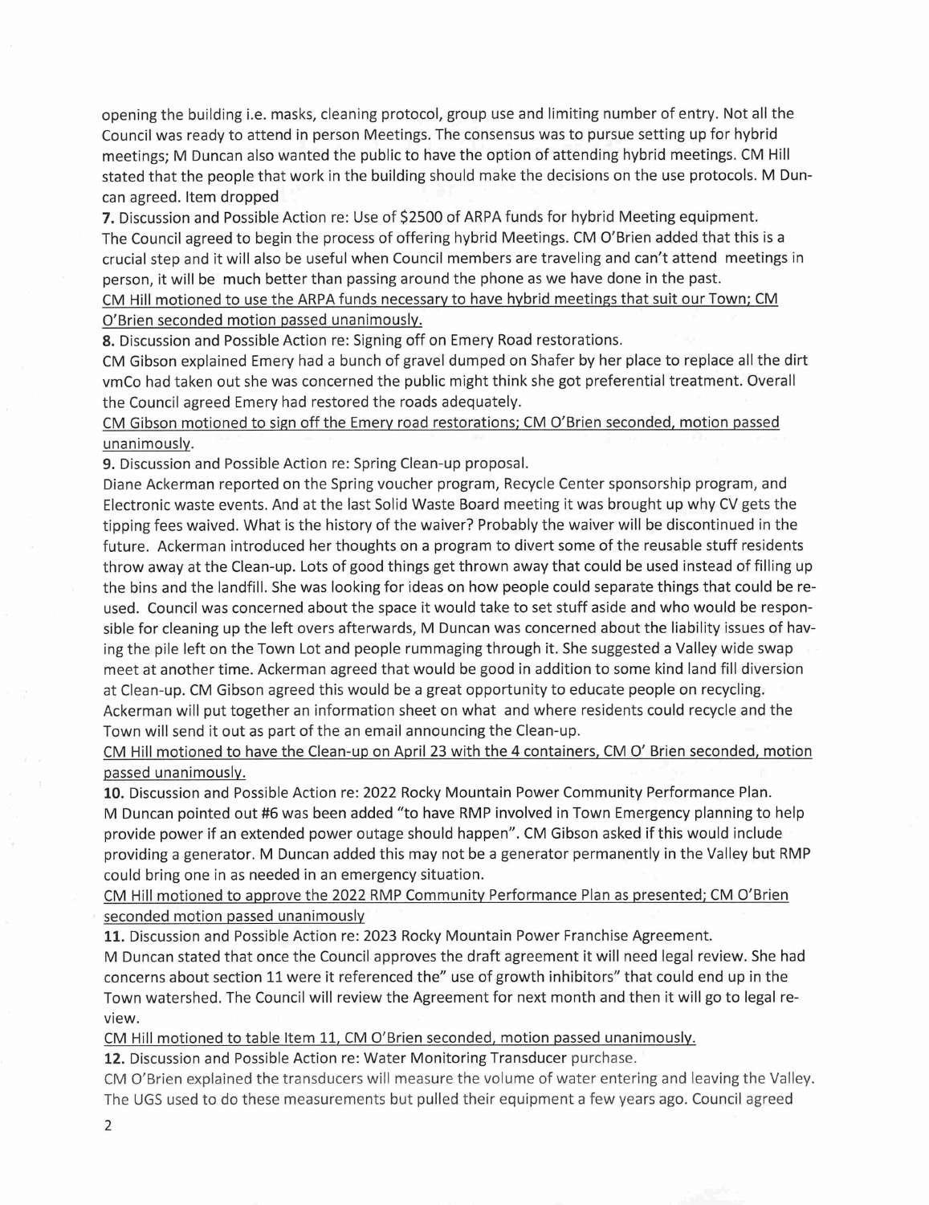opening the building i.e. masks, cleaning protocol, group use and limiting number of entry. Not all the Council was ready to attend in person Meetings. The consensus was to pursue setting up for hybrid meetings; M Duncan also wanted the public to have the option of attending hybrid meetings. CM Hill stated that the people that work in the building should make the decisions on the use protocols. M Duncan agreed. Item dropped

**7.** Discussion and Possible Action re: Use of $2500 of ARPA funds for hybrid Meeting equipment.
The Council agreed to begin the process of offering hybrid Meetings. CM O'Brien added that this is a crucial step and it will also be useful when Council members are traveling and can't attend meetings in person, it will be much better than passing around the phone as we have done in the past.
CM Hill motioned to use the ARPA funds necessary to have hybrid meetings that suit our Town; CM O'Brien seconded motion passed unanimously.

**8.** Discussion and Possible Action re: Signing off on Emery Road restorations.
CM Gibson explained Emery had a bunch of gravel dumped on Shafer by her place to replace all the dirt vmCo had taken out she was concerned the public might think she got preferential treatment. Overall the Council agreed Emery had restored the roads adequately.
CM Gibson motioned to sign off the Emery road restorations; CM O'Brien seconded, motion passed unanimously.

**9.** Discussion and Possible Action re: Spring Clean-up proposal.
Diane Ackerman reported on the Spring voucher program, Recycle Center sponsorship program, and Electronic waste events. And at the last Solid Waste Board meeting it was brought up why CV gets the tipping fees waived. What is the history of the waiver? Probably the waiver will be discontinued in the future. Ackerman introduced her thoughts on a program to divert some of the reusable stuff residents throw away at the Clean-up. Lots of good things get thrown away that could be used instead of filling up the bins and the landfill. She was looking for ideas on how people could separate things that could be reused. Council was concerned about the space it would take to set stuff aside and who would be responsible for cleaning up the left overs afterwards, M Duncan was concerned about the liability issues of having the pile left on the Town Lot and people rummaging through it. She suggested a Valley wide swap meet at another time. Ackerman agreed that would be good in addition to some kind land fill diversion at Clean-up. CM Gibson agreed this would be a great opportunity to educate people on recycling. Ackerman will put together an information sheet on what and where residents could recycle and the Town will send it out as part of the an email announcing the Clean-up.
CM Hill motioned to have the Clean-up on April 23 with the 4 containers, CM O' Brien seconded, motion passed unanimously.

**10.** Discussion and Possible Action re: 2022 Rocky Mountain Power Community Performance Plan.
M Duncan pointed out #6 was been added "to have RMP involved in Town Emergency planning to help provide power if an extended power outage should happen". CM Gibson asked if this would include providing a generator. M Duncan added this may not be a generator permanently in the Valley but RMP could bring one in as needed in an emergency situation.
CM Hill motioned to approve the 2022 RMP Community Performance Plan as presented; CM O'Brien seconded motion passed unanimously

**11.** Discussion and Possible Action re: 2023 Rocky Mountain Power Franchise Agreement.
M Duncan stated that once the Council approves the draft agreement it will need legal review. She had concerns about section 11 were it referenced the" use of growth inhibitors" that could end up in the Town watershed. The Council will review the Agreement for next month and then it will go to legal review.
CM Hill motioned to table Item 11, CM O'Brien seconded, motion passed unanimously.

**12.** Discussion and Possible Action re: Water Monitoring Transducer purchase.
CM O'Brien explained the transducers will measure the volume of water entering and leaving the Valley. The UGS used to do these measurements but pulled their equipment a few years ago. Council agreed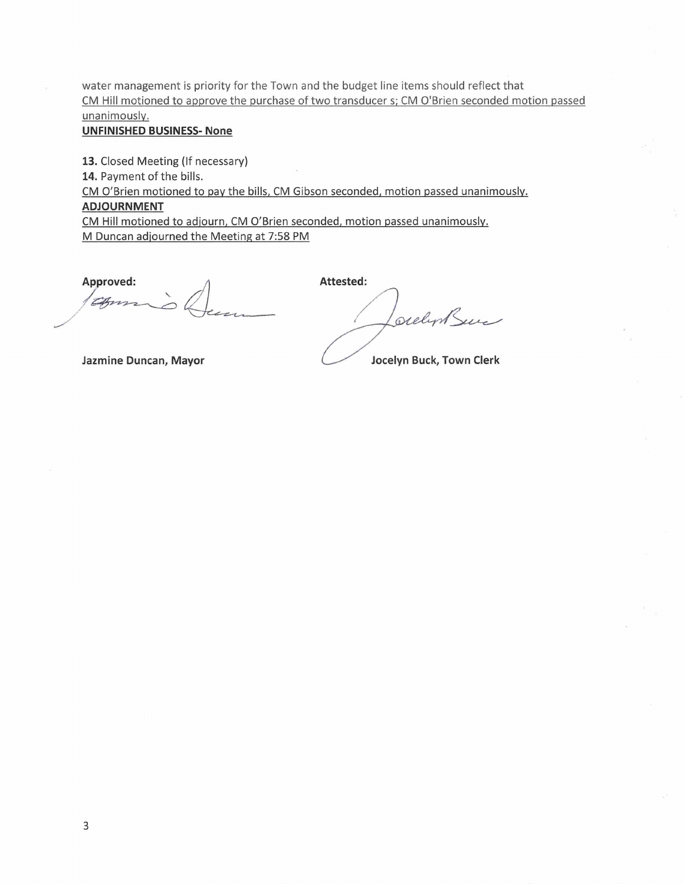water management is priority for the Town and the budget line items should reflect that
CM Hill motioned to approve the purchase of two transducer s; CM O'Brien seconded motion passed unanimously.

**UNFINISHED BUSINESS- None**

**13.** Closed Meeting (If necessary)
**14.** Payment of the bills.
CM O'Brien motioned to pay the bills, CM Gibson seconded, motion passed unanimously.

**ADJOURNMENT**

CM Hill motioned to adjourn, CM O'Brien seconded, motion passed unanimously.
M Duncan adjourned the Meeting at 7:58 PM

**Approved:**

**Jazmine Duncan, Mayor**

**Attested:**

**Jocelyn Buck, Town Clerk**